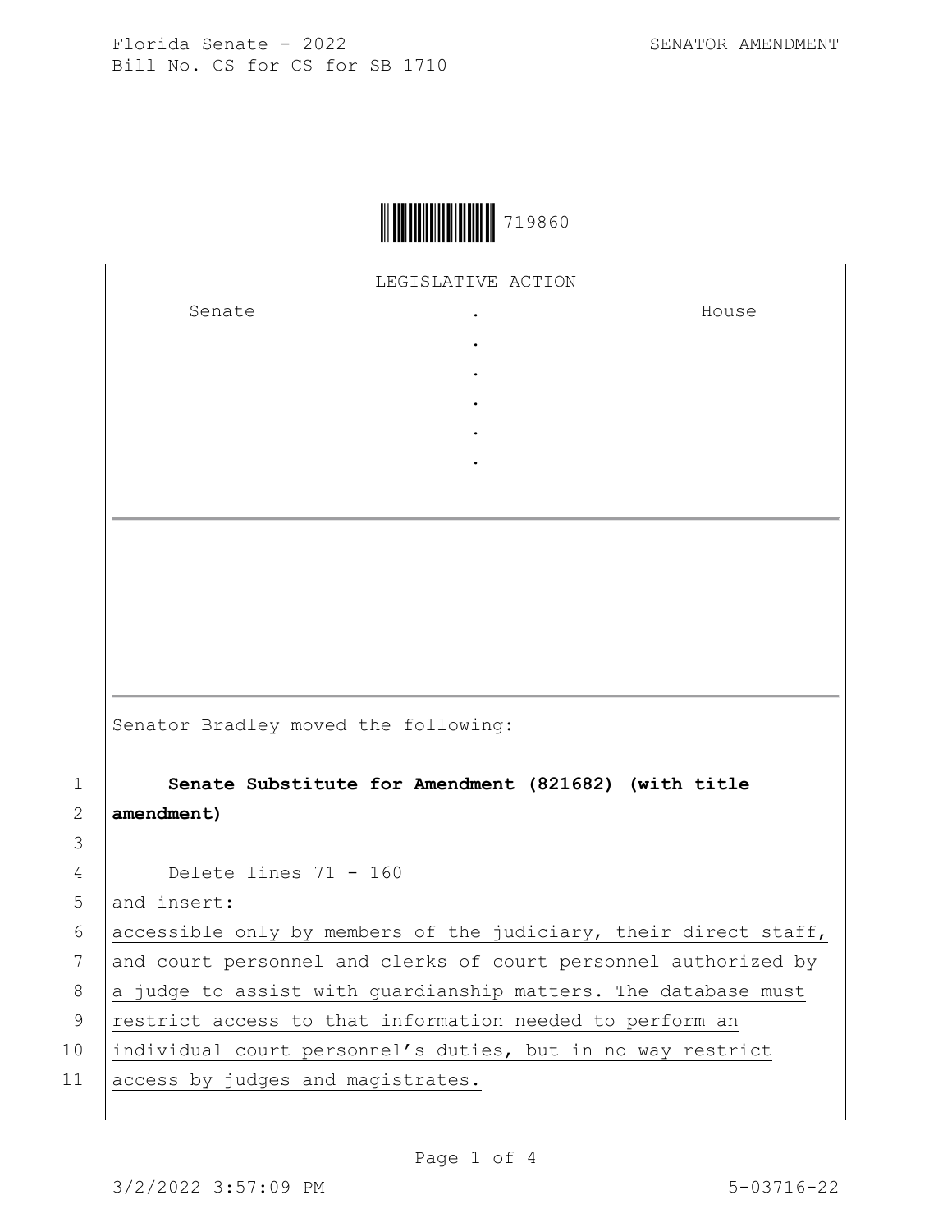Florida Senate - 2022 SENATOR AMENDMENT
Bill No. CS for CS for SB 1710

719860

LEGISLATIVE ACTION

| Senate | . | House |
|---|---|---|
| | . | |
| | . | |
| | . | |
| | . | |
| | . | |

Senator Bradley moved the following:

1 **Senate Substitute for Amendment (821682) (with title**
2 **amendment)**
3
4 Delete lines 71 - 160
5 and insert:
6 accessible only by members of the judiciary, their direct staff,
7 and court personnel and clerks of court personnel authorized by
8 a judge to assist with guardianship matters. The database must
9 restrict access to that information needed to perform an
10 individual court personnel's duties, but in no way restrict
11 access by judges and magistrates.

3/2/2022 3:57:09 PM 5-03716-22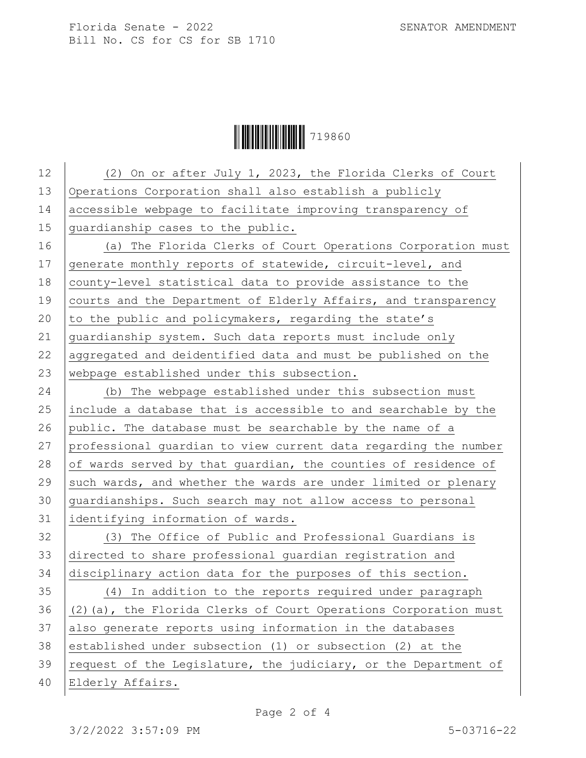(2) On or after July 1, 2023, the Florida Clerks of Court Operations Corporation shall also establish a publicly accessible webpage to facilitate improving transparency of guardianship cases to the public.

(a) The Florida Clerks of Court Operations Corporation must generate monthly reports of statewide, circuit-level, and county-level statistical data to provide assistance to the courts and the Department of Elderly Affairs, and transparency to the public and policymakers, regarding the state's guardianship system. Such data reports must include only aggregated and deidentified data and must be published on the webpage established under this subsection.

(b) The webpage established under this subsection must include a database that is accessible to and searchable by the public. The database must be searchable by the name of a professional guardian to view current data regarding the number of wards served by that guardian, the counties of residence of such wards, and whether the wards are under limited or plenary guardianships. Such search may not allow access to personal identifying information of wards.

(3) The Office of Public and Professional Guardians is directed to share professional guardian registration and disciplinary action data for the purposes of this section.

(4) In addition to the reports required under paragraph (2)(a), the Florida Clerks of Court Operations Corporation must also generate reports using information in the databases established under subsection (1) or subsection (2) at the request of the Legislature, the judiciary, or the Department of Elderly Affairs.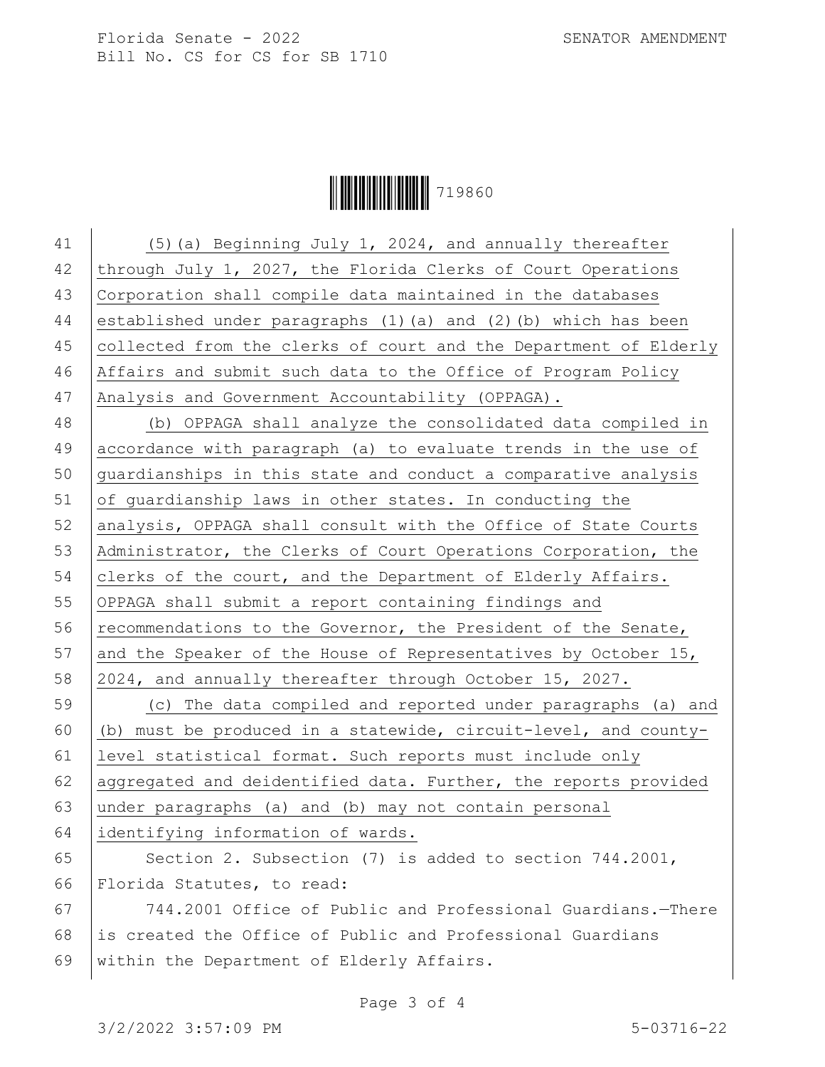(5)(a) Beginning July 1, 2024, and annually thereafter through July 1, 2027, the Florida Clerks of Court Operations Corporation shall compile data maintained in the databases established under paragraphs (1)(a) and (2)(b) which has been collected from the clerks of court and the Department of Elderly Affairs and submit such data to the Office of Program Policy Analysis and Government Accountability (OPPAGA).

(b) OPPAGA shall analyze the consolidated data compiled in accordance with paragraph (a) to evaluate trends in the use of guardianships in this state and conduct a comparative analysis of guardianship laws in other states. In conducting the analysis, OPPAGA shall consult with the Office of State Courts Administrator, the Clerks of Court Operations Corporation, the clerks of the court, and the Department of Elderly Affairs. OPPAGA shall submit a report containing findings and recommendations to the Governor, the President of the Senate, and the Speaker of the House of Representatives by October 15, 2024, and annually thereafter through October 15, 2027.

(c) The data compiled and reported under paragraphs (a) and (b) must be produced in a statewide, circuit-level, and county-level statistical format. Such reports must include only aggregated and deidentified data. Further, the reports provided under paragraphs (a) and (b) may not contain personal identifying information of wards.

Section 2. Subsection (7) is added to section 744.2001, Florida Statutes, to read:

744.2001 Office of Public and Professional Guardians.—There is created the Office of Public and Professional Guardians within the Department of Elderly Affairs.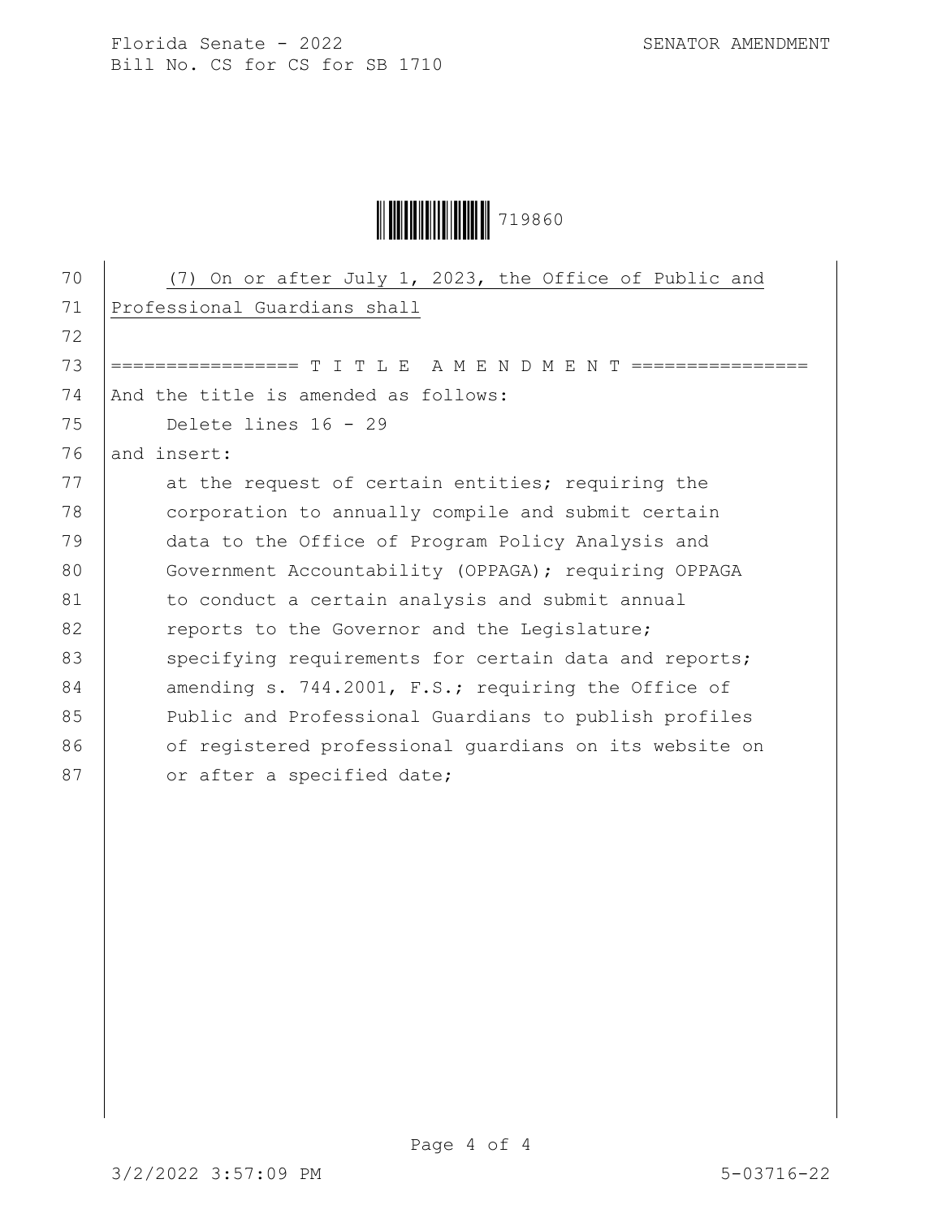(7) On or after July 1, 2023, the Office of Public and Professional Guardians shall

================= T I T L E A M E N D M E N T ================

And the title is amended as follows:

Delete lines 16 - 29

and insert:

at the request of certain entities; requiring the corporation to annually compile and submit certain data to the Office of Program Policy Analysis and Government Accountability (OPPAGA); requiring OPPAGA to conduct a certain analysis and submit annual reports to the Governor and the Legislature; specifying requirements for certain data and reports; amending s. 744.2001, F.S.; requiring the Office of Public and Professional Guardians to publish profiles of registered professional guardians on its website on or after a specified date;